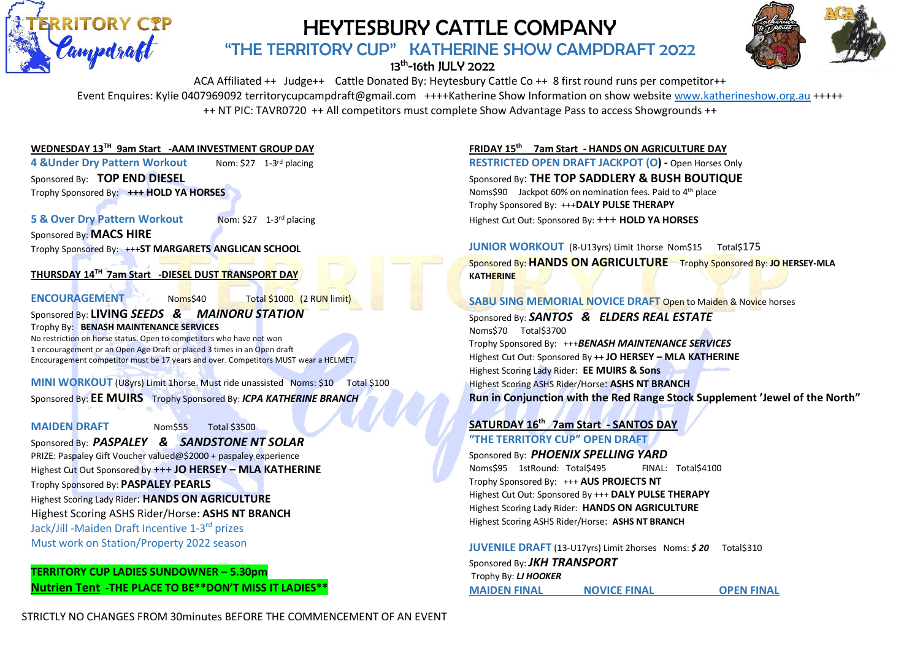# HEYTESBURY CATTLE COMPANY

## "THE TERRITORY CUP" KATHERINE SHOW CAMPDRAFT 2022

### 13th-16th JULY 2022

ACA Affiliated ++ Judge++ Cattle Donated By: Heytesbury Cattle Co ++ 8 first round runs per competitor++

Event Enquires: Kylie 0407969092 territorycupcampdraft@gmail.com ++++Katherine Show Information on show website www.katherineshow.org.au +++++

++ NT PIC: TAVR0720 ++ All competitors must complete Show Advantage Pass to access Showgrounds ++

**WEDNESDAY 13TH 9am Start -AAM INVESTMENT GROUP DAY**

**4 &Under Dry Pattern Workout** Nom: $27 1-3rd placing

Sponsored By: **TOP END DIESEL**

Trophy Sponsored By: **+++ HOLD YA HORSES**

**5 & Over Dry Pattern Workout** Nom: $27 1-3rd placing

Sponsored By: **MACS HIRE**

Trophy Sponsored By: +++**ST MARGARETS ANGLICAN SCHOOL**

**THURSDAY 14TH 7am Start -DIESEL DUST TRANSPORT DAY**

**ENCOURAGEMENT** Noms$40 Total $1000 (2 RUN limit)

Sponsored By: **LIVING *SEEDS & MAINORU STATION***

Trophy By: **BENASH MAINTENANCE SERVICES**

No restriction on horse status. Open to competitors who have not won 1 encouragement or an Open Age Draft or placed 3 times in an Open draft

Encouragement competitor must be 17 years and over. Competitors MUST wear a HELMET.

**MINI WORKOUT** (U8yrs) Limit 1horse. Must ride unassisted Noms: $10 Total $100

Sponsored By: **EE MUIRS** Trophy Sponsored By: ***ICPA KATHERINE BRANCH***

**MAIDEN DRAFT** Nom$55 Total $3500

Sponsored By: ***PASPALEY & SANDSTONE NT SOLAR***

PRIZE: Paspaley Gift Voucher valued@$2000 + paspaley experience

Highest Cut Out Sponsored by +++ **JO HERSEY – MLA KATHERINE**

Trophy Sponsored By: **PASPALEY PEARLS**

Highest Scoring Lady Rider: **HANDS ON AGRICULTURE**

Highest Scoring ASHS Rider/Horse: **ASHS NT BRANCH**

Jack/Jill -Maiden Draft Incentive 1-3rd prizes

Must work on Station/Property 2022 season

**TERRITORY CUP LADIES SUNDOWNER – 5.30pm**

**Nutrien Tent -THE PLACE TO BE**DON'T MISS IT LADIES****

**FRIDAY 15th 7am Start - HANDS ON AGRICULTURE DAY**

**RESTRICTED OPEN DRAFT JACKPOT (O) -** Open Horses Only

Sponsored By: **THE TOP SADDLERY & BUSH BOUTIQUE**

Noms$90 Jackpot 60% on nomination fees. Paid to 4th place

Trophy Sponsored By: +++**DALY PULSE THERAPY**

Highest Cut Out: Sponsored By: **+++ HOLD YA HORSES**

**JUNIOR WORKOUT** (8-U13yrs) Limit 1horse Nom$15 Total$175

Sponsored By: **HANDS ON AGRICULTURE** Trophy Sponsored By: **JO HERSEY-MLA KATHERINE**

**SABU SING MEMORIAL NOVICE DRAFT** Open to Maiden & Novice horses

Sponsored By: ***SANTOS & ELDERS REAL ESTATE***

Noms$70 Total$3700

Trophy Sponsored By: +++***BENASH MAINTENANCE SERVICES***

Highest Cut Out: Sponsored By ++ **JO HERSEY – MLA KATHERINE**

Highest Scoring Lady Rider: **EE MUIRS & Sons**

Highest Scoring ASHS Rider/Horse: **ASHS NT BRANCH**

**Run in Conjunction with the Red Range Stock Supplement 'Jewel of the North"**

**SATURDAY 16th 7am Start - SANTOS DAY**

**"THE TERRITORY CUP" OPEN DRAFT**

Sponsored By: ***PHOENIX SPELLING YARD***

Noms$95 1stRound: Total$495 FINAL: Total$4100

Trophy Sponsored By: +++ **AUS PROJECTS NT**

Highest Cut Out: Sponsored By +++ **DALY PULSE THERAPY**

Highest Scoring Lady Rider: **HANDS ON AGRICULTURE**

Highest Scoring ASHS Rider/Horse: **ASHS NT BRANCH**

**JUVENILE DRAFT** (13-U17yrs) Limit 2horses Noms: ***$ 20*** Total$310

Sponsored By: ***JKH TRANSPORT***

Trophy By: ***LJ HOOKER***

**MAIDEN FINAL NOVICE FINAL OPEN FINAL**

STRICTLY NO CHANGES FROM 30minutes BEFORE THE COMMENCEMENT OF AN EVENT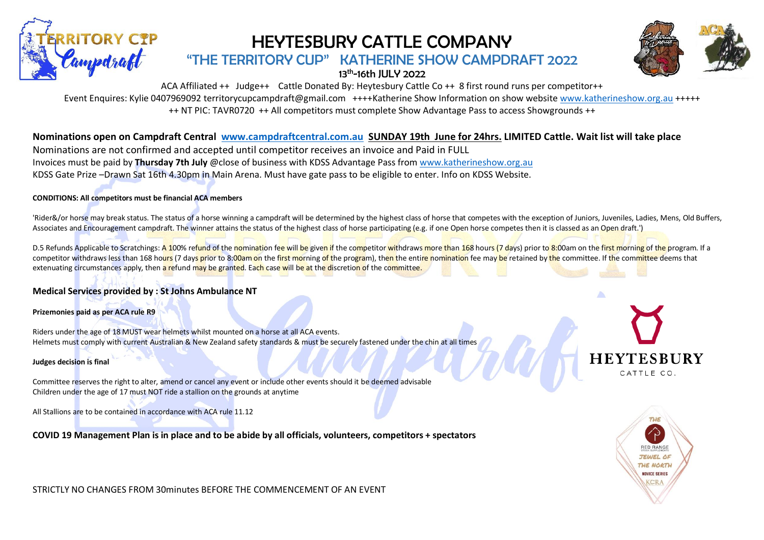# HEYTESBURY CATTLE COMPANY

## "THE TERRITORY CUP" KATHERINE SHOW CAMPDRAFT 2022

### 13th-16th JULY 2022

ACA Affiliated ++ Judge++ Cattle Donated By: Heytesbury Cattle Co ++ 8 first round runs per competitor++

Event Enquires: Kylie 0407969092 territorycupcampdraft@gmail.com ++++Katherine Show Information on show website www.katherineshow.org.au +++++

++ NT PIC: TAVR0720 ++ All competitors must complete Show Advantage Pass to access Showgrounds ++

**Nominations open on Campdraft Central www.campdraftcentral.com.au SUNDAY 19th June for 24hrs. LIMITED Cattle. Wait list will take place**

Nominations are not confirmed and accepted until competitor receives an invoice and Paid in FULL

Invoices must be paid by **Thursday 7th July** @close of business with KDSS Advantage Pass from www.katherineshow.org.au

KDSS Gate Prize –Drawn Sat 16th 4.30pm in Main Arena. Must have gate pass to be eligible to enter. Info on KDSS Website.

**CONDITIONS: All competitors must be financial ACA members**

'Rider&/or horse may break status. The status of a horse winning a campdraft will be determined by the highest class of horse that competes with the exception of Juniors, Juveniles, Ladies, Mens, Old Buffers, Associates and Encouragement campdraft. The winner attains the status of the highest class of horse participating (e.g. if one Open horse competes then it is classed as an Open draft.')

D.5 Refunds Applicable to Scratchings: A 100% refund of the nomination fee will be given if the competitor withdraws more than 168 hours (7 days) prior to 8:00am on the first morning of the program. If a competitor withdraws less than 168 hours (7 days prior to 8:00am on the first morning of the program), then the entire nomination fee may be retained by the committee. If the committee deems that extenuating circumstances apply, then a refund may be granted. Each case will be at the discretion of the committee.

**Medical Services provided by : St Johns Ambulance NT**

**Prizemonies paid as per ACA rule R9**

Riders under the age of 18 MUST wear helmets whilst mounted on a horse at all ACA events.
Helmets must comply with current Australian & New Zealand safety standards & must be securely fastened under the chin at all times

**Judges decision is final**

Committee reserves the right to alter, amend or cancel any event or include other events should it be deemed advisable
Children under the age of 17 must NOT ride a stallion on the grounds at anytime

All Stallions are to be contained in accordance with ACA rule 11.12

**COVID 19 Management Plan is in place and to be abide by all officials, volunteers, competitors + spectators**

STRICTLY NO CHANGES FROM 30minutes BEFORE THE COMMENCEMENT OF AN EVENT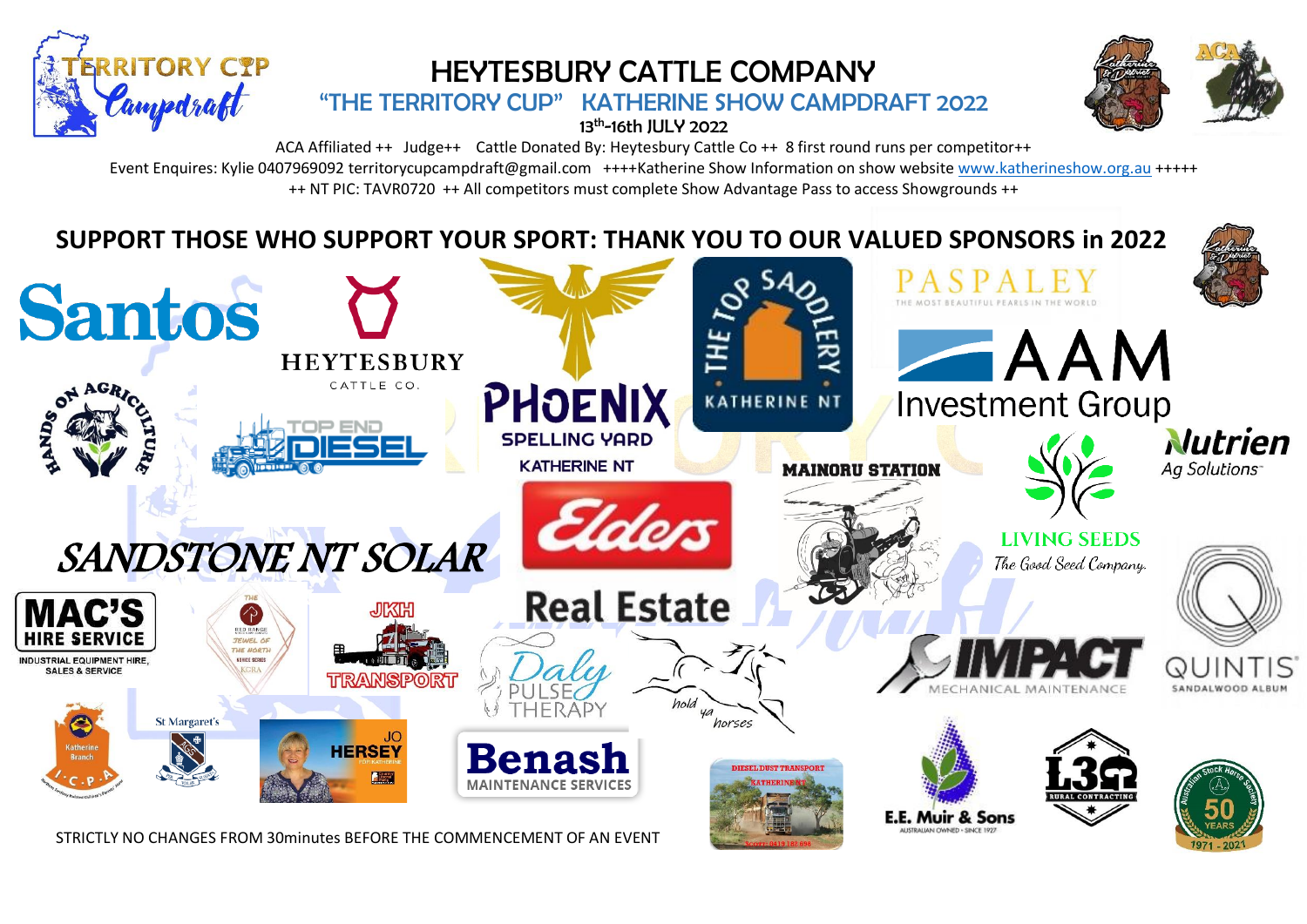# HEYTESBURY CATTLE COMPANY

## "THE TERRITORY CUP" KATHERINE SHOW CAMPDRAFT 2022

13th-16th JULY 2022

ACA Affiliated ++ Judge++ Cattle Donated By: Heytesbury Cattle Co ++ 8 first round runs per competitor++

Event Enquires: Kylie 0407969092 territorycupcampdraft@gmail.com ++++Katherine Show Information on show website www.katherineshow.org.au +++++

++ NT PIC: TAVR0720 ++ All competitors must complete Show Advantage Pass to access Showgrounds ++

## SUPPORT THOSE WHO SUPPORT YOUR SPORT: THANK YOU TO OUR VALUED SPONSORS in 2022

Santos

HEYTESBURY CATTLE CO.

PHOENIX SPELLING YARD KATHERINE NT

THE TOP SADDLERY KATHERINE NT

PASPALEY THE MOST BEAUTIFUL PEARLS IN THE WORLD

AAM Investment Group

HANDS ON AGRICULTURE

TOP END DIESEL

MAINORU STATION

Nutrien Ag Solutions

LIVING SEEDS The Good Seed Company

SANDSTONE NT SOLAR

Elders Real Estate

MAC'S HIRE SERVICE INDUSTRIAL EQUIPMENT HIRE, SALES & SERVICE

RED RANGE JEWEL OF THE NORTH

JKH TRANSPORT

Daly PULSE THERAPY

hold ya horses

IMPACT MECHANICAL MAINTENANCE

QUINTIS SANDALWOOD ALBUM

Katherine Branch I.C.P.A

St Margaret's

JO HERSEY

Benash MAINTENANCE SERVICES

DIESEL DUST TRANSPORT KATHERINE NT

E.E. Muir & Sons AUSTRALIAN OWNED · SINCE 1927

L3 RURAL CONTRACTING

Australian Stock Horse Society 50 YEARS 1971 - 2021

STRICTLY NO CHANGES FROM 30minutes BEFORE THE COMMENCEMENT OF AN EVENT